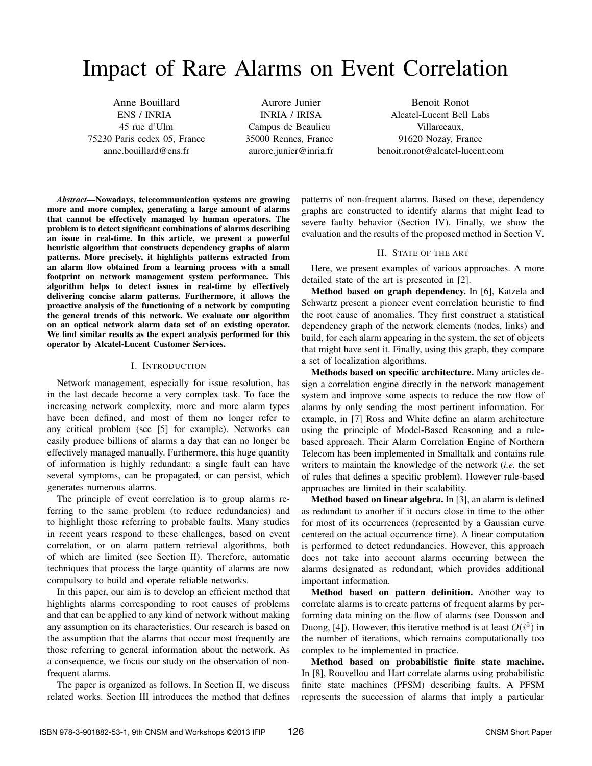# Impact of Rare Alarms on Event Correlation

Anne Bouillard
ENS / INRIA
45 rue d'Ulm
75230 Paris cedex 05, France
anne.bouillard@ens.fr

Aurore Junier
INRIA / IRISA
Campus de Beaulieu
35000 Rennes, France
aurore.junier@inria.fr

Benoit Ronot
Alcatel-Lucent Bell Labs
Villarceaux,
91620 Nozay, France
benoit.ronot@alcatel-lucent.com

***Abstract*—Nowadays, telecommunication systems are growing more and more complex, generating a large amount of alarms that cannot be effectively managed by human operators. The problem is to detect significant combinations of alarms describing an issue in real-time. In this article, we present a powerful heuristic algorithm that constructs dependency graphs of alarm patterns. More precisely, it highlights patterns extracted from an alarm flow obtained from a learning process with a small footprint on network management system performance. This algorithm helps to detect issues in real-time by effectively delivering concise alarm patterns. Furthermore, it allows the proactive analysis of the functioning of a network by computing the general trends of this network. We evaluate our algorithm on an optical network alarm data set of an existing operator. We find similar results as the expert analysis performed for this operator by Alcatel-Lucent Customer Services.**

## I. Introduction

Network management, especially for issue resolution, has in the last decade become a very complex task. To face the increasing network complexity, more and more alarm types have been defined, and most of them no longer refer to any critical problem (see [5] for example). Networks can easily produce billions of alarms a day that can no longer be effectively managed manually. Furthermore, this huge quantity of information is highly redundant: a single fault can have several symptoms, can be propagated, or can persist, which generates numerous alarms.

The principle of event correlation is to group alarms referring to the same problem (to reduce redundancies) and to highlight those referring to probable faults. Many studies in recent years respond to these challenges, based on event correlation, or on alarm pattern retrieval algorithms, both of which are limited (see Section II). Therefore, automatic techniques that process the large quantity of alarms are now compulsory to build and operate reliable networks.

In this paper, our aim is to develop an efficient method that highlights alarms corresponding to root causes of problems and that can be applied to any kind of network without making any assumption on its characteristics. Our research is based on the assumption that the alarms that occur most frequently are those referring to general information about the network. As a consequence, we focus our study on the observation of non-frequent alarms.

The paper is organized as follows. In Section II, we discuss related works. Section III introduces the method that defines patterns of non-frequent alarms. Based on these, dependency graphs are constructed to identify alarms that might lead to severe faulty behavior (Section IV). Finally, we show the evaluation and the results of the proposed method in Section V.

## II. State of the art

Here, we present examples of various approaches. A more detailed state of the art is presented in [2].

**Method based on graph dependency.** In [6], Katzela and Schwartz present a pioneer event correlation heuristic to find the root cause of anomalies. They first construct a statistical dependency graph of the network elements (nodes, links) and build, for each alarm appearing in the system, the set of objects that might have sent it. Finally, using this graph, they compare a set of localization algorithms.

**Methods based on specific architecture.** Many articles design a correlation engine directly in the network management system and improve some aspects to reduce the raw flow of alarms by only sending the most pertinent information. For example, in [7] Ross and White define an alarm architecture using the principle of Model-Based Reasoning and a rule-based approach. Their Alarm Correlation Engine of Northern Telecom has been implemented in Smalltalk and contains rule writers to maintain the knowledge of the network (*i.e.* the set of rules that defines a specific problem). However rule-based approaches are limited in their scalability.

**Method based on linear algebra.** In [3], an alarm is defined as redundant to another if it occurs close in time to the other for most of its occurrences (represented by a Gaussian curve centered on the actual occurrence time). A linear computation is performed to detect redundancies. However, this approach does not take into account alarms occurring between the alarms designated as redundant, which provides additional important information.

**Method based on pattern definition.** Another way to correlate alarms is to create patterns of frequent alarms by performing data mining on the flow of alarms (see Dousson and Duong, [4]). However, this iterative method is at least $O(i^5)$ in the number of iterations, which remains computationally too complex to be implemented in practice.

**Method based on probabilistic finite state machine.** In [8], Rouvellou and Hart correlate alarms using probabilistic finite state machines (PFSM) describing faults. A PFSM represents the succession of alarms that imply a particular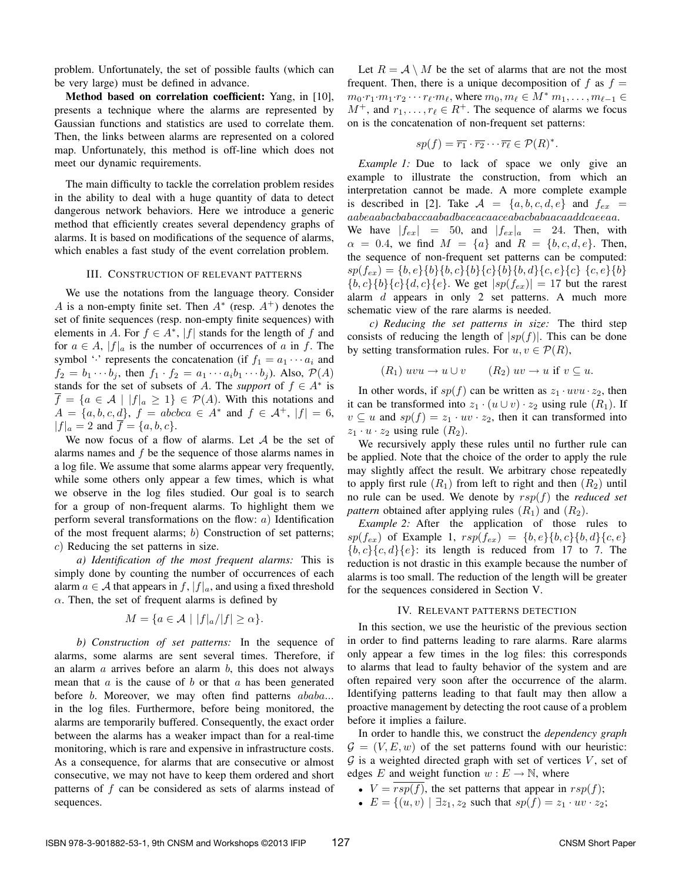problem. Unfortunately, the set of possible faults (which can be very large) must be defined in advance.

**Method based on correlation coefficient:** Yang, in [10], presents a technique where the alarms are represented by Gaussian functions and statistics are used to correlate them. Then, the links between alarms are represented on a colored map. Unfortunately, this method is off-line which does not meet our dynamic requirements.

The main difficulty to tackle the correlation problem resides in the ability to deal with a huge quantity of data to detect dangerous network behaviors. Here we introduce a generic method that efficiently creates several dependency graphs of alarms. It is based on modifications of the sequence of alarms, which enables a fast study of the event correlation problem.

## III. Construction of relevant patterns

We use the notations from the language theory. Consider $A$ is a non-empty finite set. Then $A^*$ (resp. $A^+$) denotes the set of finite sequences (resp. non-empty finite sequences) with elements in $A$. For $f \in A^*$, $|f|$ stands for the length of $f$ and for $a \in A$, $|f|_a$ is the number of occurrences of $a$ in $f$. The symbol '$\cdot$' represents the concatenation (if $f_1 = a_1 \cdots a_i$ and $f_2 = b_1 \cdots b_j$, then $f_1 \cdot f_2 = a_1 \cdots a_i b_1 \cdots b_j$). Also, $\mathcal{P}(A)$ stands for the set of subsets of $A$. The *support* of $f \in A^*$ is $\overline{f} = \{a \in \mathcal{A} \mid |f|_a \geq 1\} \in \mathcal{P}(A)$. With this notations and $A = \{a, b, c, d\}$, $f = abcbca \in A^*$ and $f \in \mathcal{A}^+$, $|f| = 6$, $|f|_a = 2$ and $\overline{f} = \{a, b, c\}$.

We now focus of a flow of alarms. Let $\mathcal{A}$ be the set of alarms names and $f$ be the sequence of those alarms names in a log file. We assume that some alarms appear very frequently, while some others only appear a few times, which is what we observe in the log files studied. Our goal is to search for a group of non-frequent alarms. To highlight them we perform several transformations on the flow: $a)$ Identification of the most frequent alarms; $b)$ Construction of set patterns; $c)$ Reducing the set patterns in size.

*a) Identification of the most frequent alarms:* This is simply done by counting the number of occurrences of each alarm $a \in \mathcal{A}$ that appears in $f$, $|f|_a$, and using a fixed threshold $\alpha$. Then, the set of frequent alarms is defined by

$$M = \{a \in \mathcal{A} \mid |f|_a / |f| \geq \alpha\}.$$

*b) Construction of set patterns:* In the sequence of alarms, some alarms are sent several times. Therefore, if an alarm $a$ arrives before an alarm $b$, this does not always mean that $a$ is the cause of $b$ or that $a$ has been generated before $b$. Moreover, we may often find patterns $ababa...$ in the log files. Furthermore, before being monitored, the alarms are temporarily buffered. Consequently, the exact order between the alarms has a weaker impact than for a real-time monitoring, which is rare and expensive in infrastructure costs. As a consequence, for alarms that are consecutive or almost consecutive, we may not have to keep them ordered and short patterns of $f$ can be considered as sets of alarms instead of sequences.

Let $R = \mathcal{A} \setminus M$ be the set of alarms that are not the most frequent. Then, there is a unique decomposition of $f$ as $f = m_0 \cdot r_1 \cdot m_1 \cdot r_2 \cdots r_\ell \cdot m_\ell$, where $m_0, m_\ell \in M^*$ $m_1, \ldots, m_{\ell-1} \in M^+$, and $r_1, \ldots, r_\ell \in R^+$. The sequence of alarms we focus on is the concatenation of non-frequent set patterns:

$$sp(f) = \overline{r_1} \cdot \overline{r_2} \cdots \overline{r_\ell} \in \mathcal{P}(R)^*.$$

*Example 1:* Due to lack of space we only give an example to illustrate the construction, from which an interpretation cannot be made. A more complete example is described in [2]. Take $\mathcal{A} = \{a, b, c, d, e\}$ and $f_{ex} = aabeaabacbabaccaabadbaceacaaceabacbabaacaaddcaeeaa$. We have $|f_{ex}| = 50$, and $|f_{ex}|_a = 24$. Then, with $\alpha = 0.4$, we find $M = \{a\}$ and $R = \{b, c, d, e\}$. Then, the sequence of non-frequent set patterns can be computed: $sp(f_{ex}) = \{b, e\}\{b\}\{b, c\}\{b\}\{c\}\{b\}\{b, d\}\{c, e\}\{c\}$ $\{c, e\}\{b\}$ $\{b, c\}\{b\}\{c\}\{d, c\}\{e\}$. We get $|sp(f_{ex})| = 17$ but the rarest alarm $d$ appears in only 2 set patterns. A much more schematic view of the rare alarms is needed.

*c) Reducing the set patterns in size:* The third step consists of reducing the length of $|sp(f)|$. This can be done by setting transformation rules. For $u, v \in \mathcal{P}(R)$,

$$(R_1)\ uvu \rightarrow u \cup v \qquad (R_2)\ uv \rightarrow u \text{ if } v \subseteq u.$$

In other words, if $sp(f)$ can be written as $z_1 \cdot uvu \cdot z_2$, then it can be transformed into $z_1 \cdot (u \cup v) \cdot z_2$ using rule $(R_1)$. If $v \subseteq u$ and $sp(f) = z_1 \cdot uv \cdot z_2$, then it can transformed into $z_1 \cdot u \cdot z_2$ using rule $(R_2)$.

We recursively apply these rules until no further rule can be applied. Note that the choice of the order to apply the rule may slightly affect the result. We arbitrary chose repeatedly to apply first rule $(R_1)$ from left to right and then $(R_2)$ until no rule can be used. We denote by $rsp(f)$ the *reduced set pattern* obtained after applying rules $(R_1)$ and $(R_2)$.

*Example 2:* After the application of those rules to $sp(f_{ex})$ of Example 1, $rsp(f_{ex}) = \{b, e\}\{b, c\}\{b, d\}\{c, e\}$ $\{b, c\}\{c, d\}\{e\}$: its length is reduced from 17 to 7. The reduction is not drastic in this example because the number of alarms is too small. The reduction of the length will be greater for the sequences considered in Section V.

## IV. Relevant patterns detection

In this section, we use the heuristic of the previous section in order to find patterns leading to rare alarms. Rare alarms only appear a few times in the log files: this corresponds to alarms that lead to faulty behavior of the system and are often repaired very soon after the occurrence of the alarm. Identifying patterns leading to that fault may then allow a proactive management by detecting the root cause of a problem before it implies a failure.

In order to handle this, we construct the *dependency graph* $\mathcal{G} = (V, E, w)$ of the set patterns found with our heuristic: $\mathcal{G}$ is a weighted directed graph with set of vertices $V$, set of edges $E$ and weight function $w : E \rightarrow \mathbb{N}$, where

- $V = \overline{rsp(f)}$, the set patterns that appear in $rsp(f)$;
- $E = \{(u, v) \mid \exists z_1, z_2$ such that $sp(f) = z_1 \cdot uv \cdot z_2$;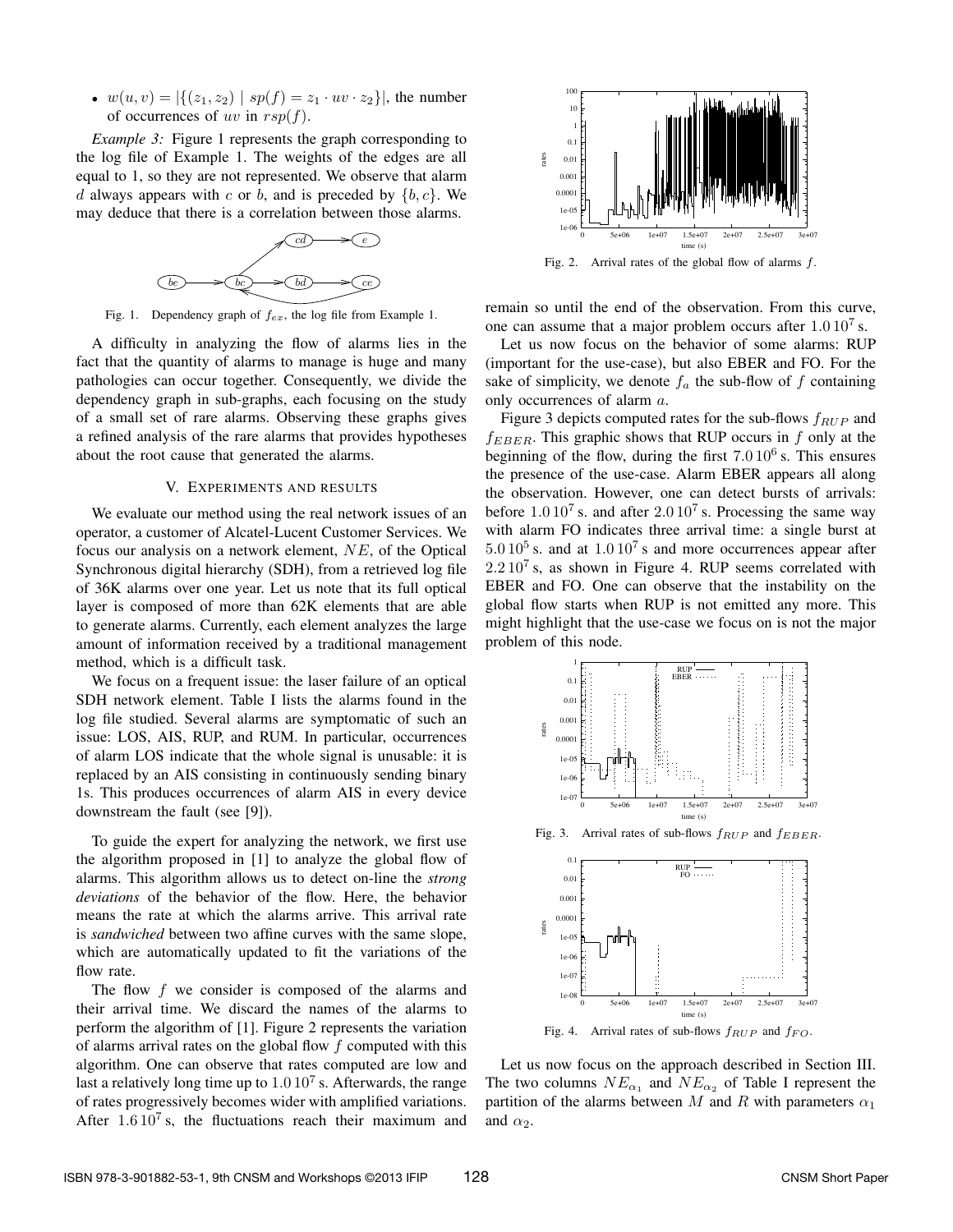- $w(u, v) = |\{(z_1, z_2) \mid sp(f) = z_1 \cdot uv \cdot z_2\}|$, the number of occurrences of $uv$ in $rsp(f)$.

*Example 3:* Figure 1 represents the graph corresponding to the log file of Example 1. The weights of the edges are all equal to 1, so they are not represented. We observe that alarm $d$ always appears with $c$ or $b$, and is preceded by $\{b, c\}$. We may deduce that there is a correlation between those alarms.

Fig. 1. Dependency graph of $f_{ex}$, the log file from Example 1.

A difficulty in analyzing the flow of alarms lies in the fact that the quantity of alarms to manage is huge and many pathologies can occur together. Consequently, we divide the dependency graph in sub-graphs, each focusing on the study of a small set of rare alarms. Observing these graphs gives a refined analysis of the rare alarms that provides hypotheses about the root cause that generated the alarms.

## V. EXPERIMENTS AND RESULTS

We evaluate our method using the real network issues of an operator, a customer of Alcatel-Lucent Customer Services. We focus our analysis on a network element, $NE$, of the Optical Synchronous digital hierarchy (SDH), from a retrieved log file of 36K alarms over one year. Let us note that its full optical layer is composed of more than 62K elements that are able to generate alarms. Currently, each element analyzes the large amount of information received by a traditional management method, which is a difficult task.

We focus on a frequent issue: the laser failure of an optical SDH network element. Table I lists the alarms found in the log file studied. Several alarms are symptomatic of such an issue: LOS, AIS, RUP, and RUM. In particular, occurrences of alarm LOS indicate that the whole signal is unusable: it is replaced by an AIS consisting in continuously sending binary 1s. This produces occurrences of alarm AIS in every device downstream the fault (see [9]).

To guide the expert for analyzing the network, we first use the algorithm proposed in [1] to analyze the global flow of alarms. This algorithm allows us to detect on-line the *strong deviations* of the behavior of the flow. Here, the behavior means the rate at which the alarms arrive. This arrival rate is *sandwiched* between two affine curves with the same slope, which are automatically updated to fit the variations of the flow rate.

The flow $f$ we consider is composed of the alarms and their arrival time. We discard the names of the alarms to perform the algorithm of [1]. Figure 2 represents the variation of alarms arrival rates on the global flow $f$ computed with this algorithm. One can observe that rates computed are low and last a relatively long time up to $1.0\,10^7$ s. Afterwards, the range of rates progressively becomes wider with amplified variations. After $1.6\,10^7$ s, the fluctuations reach their maximum and remain so until the end of the observation. From this curve, one can assume that a major problem occurs after $1.0\,10^7$ s.

Fig. 2. Arrival rates of the global flow of alarms $f$.

Let us now focus on the behavior of some alarms: RUP (important for the use-case), but also EBER and FO. For the sake of simplicity, we denote $f_a$ the sub-flow of $f$ containing only occurrences of alarm $a$.

Figure 3 depicts computed rates for the sub-flows $f_{RUP}$ and $f_{EBER}$. This graphic shows that RUP occurs in $f$ only at the beginning of the flow, during the first $7.0\,10^6$ s. This ensures the presence of the use-case. Alarm EBER appears all along the observation. However, one can detect bursts of arrivals: before $1.0\,10^7$ s. and after $2.0\,10^7$ s. Processing the same way with alarm FO indicates three arrival time: a single burst at $5.0\,10^5$ s. and at $1.0\,10^7$ s and more occurrences appear after $2.2\,10^7$ s, as shown in Figure 4. RUP seems correlated with EBER and FO. One can observe that the instability on the global flow starts when RUP is not emitted any more. This might highlight that the use-case we focus on is not the major problem of this node.

Fig. 3. Arrival rates of sub-flows $f_{RUP}$ and $f_{EBER}$.

Fig. 4. Arrival rates of sub-flows $f_{RUP}$ and $f_{FO}$.

Let us now focus on the approach described in Section III. The two columns $NE_{\alpha_1}$ and $NE_{\alpha_2}$ of Table I represent the partition of the alarms between $M$ and $R$ with parameters $\alpha_1$ and $\alpha_2$.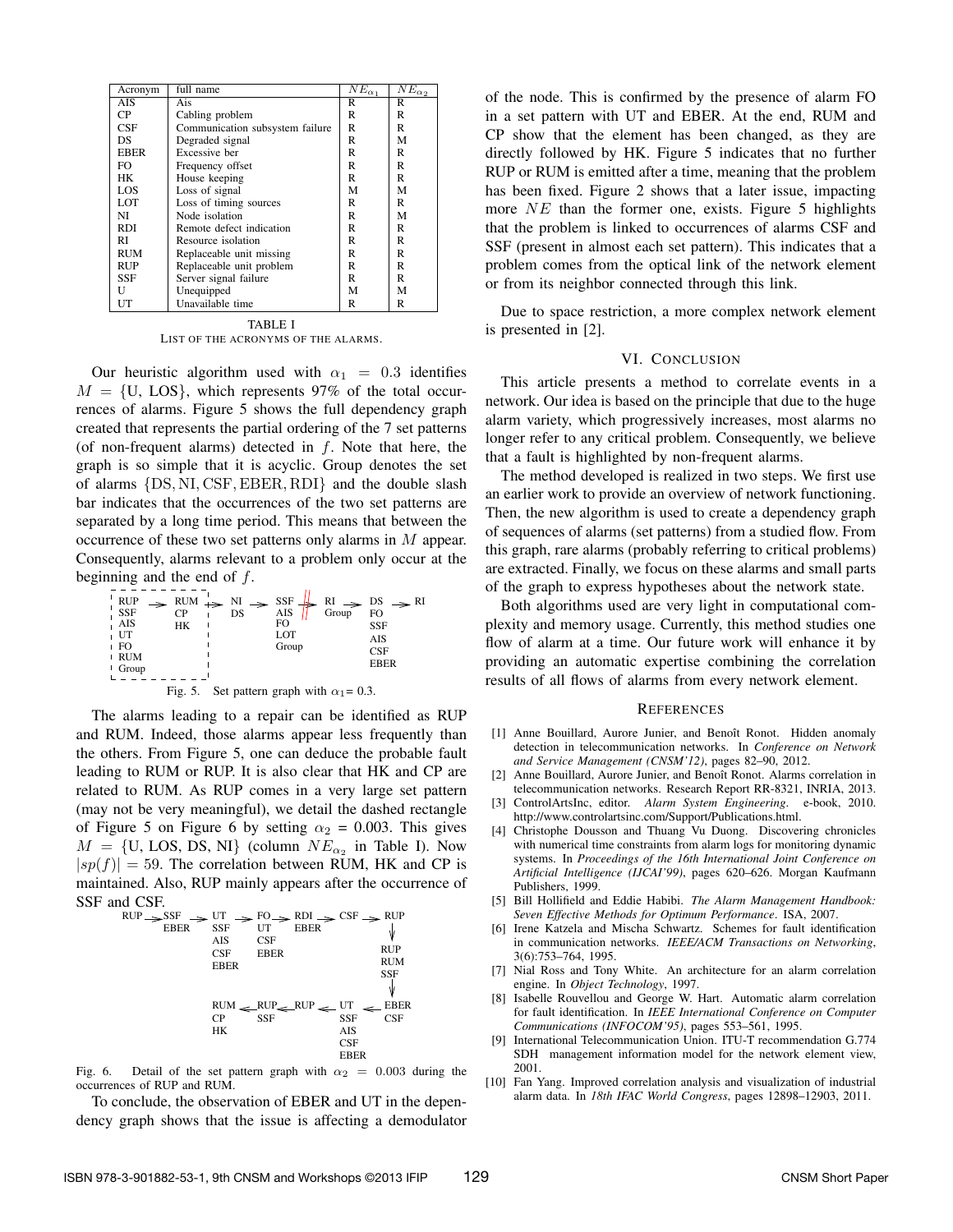| Acronym | full name | $NE_{\alpha_1}$ | $NE_{\alpha_2}$ |
| --- | --- | --- | --- |
| AIS | Ais | R | R |
| CP | Cabling problem | R | R |
| CSF | Communication subsystem failure | R | R |
| DS | Degraded signal | R | M |
| EBER | Excessive ber | R | R |
| FO | Frequency offset | R | R |
| HK | House keeping | R | R |
| LOS | Loss of signal | M | M |
| LOT | Loss of timing sources | R | R |
| NI | Node isolation | R | M |
| RDI | Remote defect indication | R | R |
| RI | Resource isolation | R | R |
| RUM | Replaceable unit missing | R | R |
| RUP | Replaceable unit problem | R | R |
| SSF | Server signal failure | R | R |
| U | Unequipped | M | M |
| UT | Unavailable time | R | R |

TABLE I
LIST OF THE ACRONYMS OF THE ALARMS.

Our heuristic algorithm used with $\alpha_1 = 0.3$ identifies $M = \{\text{U, LOS}\}$, which represents 97% of the total occurrences of alarms. Figure 5 shows the full dependency graph created that represents the partial ordering of the 7 set patterns (of non-frequent alarms) detected in $f$. Note that here, the graph is so simple that it is acyclic. Group denotes the set of alarms $\{\text{DS}, \text{NI}, \text{CSF}, \text{EBER}, \text{RDI}\}$ and the double slash bar indicates that the occurrences of the two set patterns are separated by a long time period. This means that between the occurrence of these two set patterns only alarms in $M$ appear. Consequently, alarms relevant to a problem only occur at the beginning and the end of $f$.

RUP SSF AIS UT FO RUM Group → RUM CP HK → NI DS → SSF AIS FO LOT Group // RI Group → DS FO SSF AIS CSF EBER → RI

Fig. 5. Set pattern graph with $\alpha_1$= 0.3.

The alarms leading to a repair can be identified as RUP and RUM. Indeed, those alarms appear less frequently than the others. From Figure 5, one can deduce the probable fault leading to RUM or RUP. It is also clear that HK and CP are related to RUM. As RUP comes in a very large set pattern (may not be very meaningful), we detail the dashed rectangle of Figure 5 on Figure 6 by setting $\alpha_2$ = 0.003. This gives $M = \{\text{U, LOS, DS, NI}\}$ (column $NE_{\alpha_2}$ in Table I). Now $|sp(f)| = 59$. The correlation between RUM, HK and CP is maintained. Also, RUP mainly appears after the occurrence of SSF and CSF.

RUP → SSF EBER → UT SSF AIS CSF EBER → FO UT CSF EBER → RDI EBER → CSF → RUP → RUP RUM SSF → EBER CSF → UT SSF AIS CSF EBER → RUP → RUP SSF → RUM CP HK

Fig. 6. Detail of the set pattern graph with $\alpha_2$ = 0.003 during the occurrences of RUP and RUM.

To conclude, the observation of EBER and UT in the dependency graph shows that the issue is affecting a demodulator of the node. This is confirmed by the presence of alarm FO in a set pattern with UT and EBER. At the end, RUM and CP show that the element has been changed, as they are directly followed by HK. Figure 5 indicates that no further RUP or RUM is emitted after a time, meaning that the problem has been fixed. Figure 2 shows that a later issue, impacting more $NE$ than the former one, exists. Figure 5 highlights that the problem is linked to occurrences of alarms CSF and SSF (present in almost each set pattern). This indicates that a problem comes from the optical link of the network element or from its neighbor connected through this link.

Due to space restriction, a more complex network element is presented in [2].

## VI. Conclusion

This article presents a method to correlate events in a network. Our idea is based on the principle that due to the huge alarm variety, which progressively increases, most alarms no longer refer to any critical problem. Consequently, we believe that a fault is highlighted by non-frequent alarms.

The method developed is realized in two steps. We first use an earlier work to provide an overview of network functioning. Then, the new algorithm is used to create a dependency graph of sequences of alarms (set patterns) from a studied flow. From this graph, rare alarms (probably referring to critical problems) are extracted. Finally, we focus on these alarms and small parts of the graph to express hypotheses about the network state.

Both algorithms used are very light in computational complexity and memory usage. Currently, this method studies one flow of alarm at a time. Our future work will enhance it by providing an automatic expertise combining the correlation results of all flows of alarms from every network element.

## References

[1] Anne Bouillard, Aurore Junier, and Benoît Ronot. Hidden anomaly detection in telecommunication networks. In *Conference on Network and Service Management (CNSM'12)*, pages 82–90, 2012.

[2] Anne Bouillard, Aurore Junier, and Benoît Ronot. Alarms correlation in telecommunication networks. Research Report RR-8321, INRIA, 2013.

[3] ControlArtsInc, editor. *Alarm System Engineering*. e-book, 2010. http://www.controlartsinc.com/Support/Publications.html.

[4] Christophe Dousson and Thuang Vu Duong. Discovering chronicles with numerical time constraints from alarm logs for monitoring dynamic systems. In *Proceedings of the 16th International Joint Conference on Artificial Intelligence (IJCAI'99)*, pages 620–626. Morgan Kaufmann Publishers, 1999.

[5] Bill Hollifield and Eddie Habibi. *The Alarm Management Handbook: Seven Effective Methods for Optimum Performance*. ISA, 2007.

[6] Irene Katzela and Mischa Schwartz. Schemes for fault identification in communication networks. *IEEE/ACM Transactions on Networking*, 3(6):753–764, 1995.

[7] Nial Ross and Tony White. An architecture for an alarm correlation engine. In *Object Technology*, 1997.

[8] Isabelle Rouvellou and George W. Hart. Automatic alarm correlation for fault identification. In *IEEE International Conference on Computer Communications (INFOCOM'95)*, pages 553–561, 1995.

[9] International Telecommunication Union. ITU-T recommendation G.774 SDH management information model for the network element view, 2001.

[10] Fan Yang. Improved correlation analysis and visualization of industrial alarm data. In *18th IFAC World Congress*, pages 12898–12903, 2011.